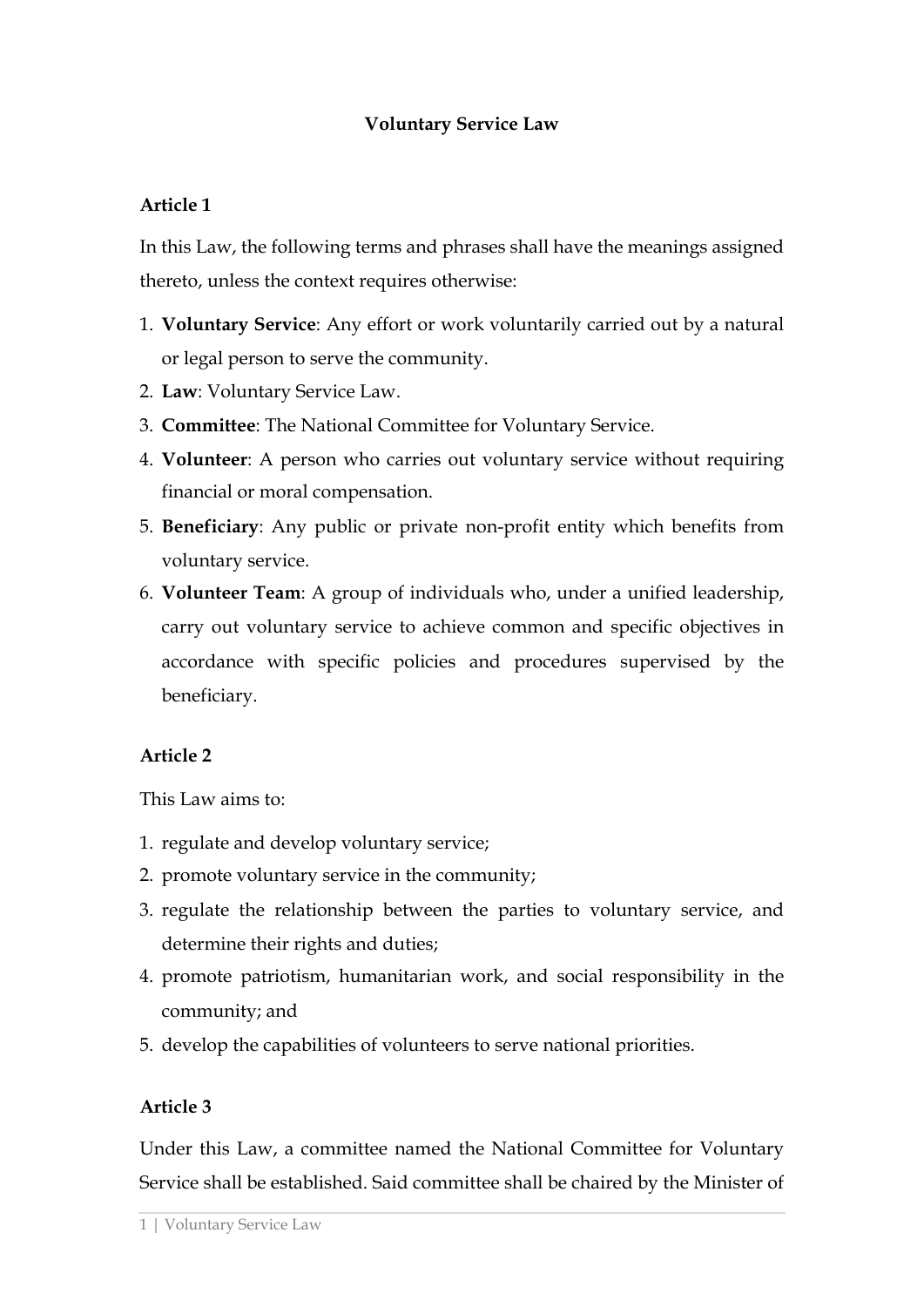# Voluntary Service Law

## Article 1

In this Law, the following terms and phrases shall have the meanings assigned thereto, unless the context requires otherwise:

1. **Voluntary Service**: Any effort or work voluntarily carried out by a natural or legal person to serve the community.
2. **Law**: Voluntary Service Law.
3. **Committee**: The National Committee for Voluntary Service.
4. **Volunteer**: A person who carries out voluntary service without requiring financial or moral compensation.
5. **Beneficiary**: Any public or private non-profit entity which benefits from voluntary service.
6. **Volunteer Team**: A group of individuals who, under a unified leadership, carry out voluntary service to achieve common and specific objectives in accordance with specific policies and procedures supervised by the beneficiary.

## Article 2

This Law aims to:

1. regulate and develop voluntary service;
2. promote voluntary service in the community;
3. regulate the relationship between the parties to voluntary service, and determine their rights and duties;
4. promote patriotism, humanitarian work, and social responsibility in the community; and
5. develop the capabilities of volunteers to serve national priorities.

## Article 3

Under this Law, a committee named the National Committee for Voluntary Service shall be established. Said committee shall be chaired by the Minister of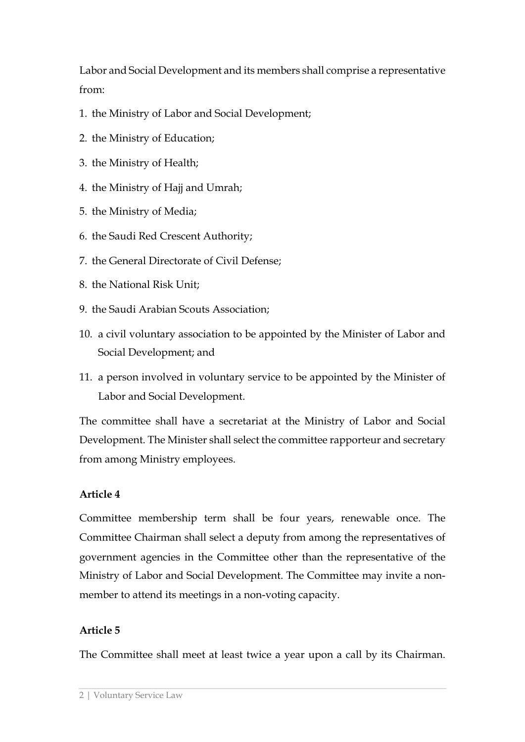Labor and Social Development and its members shall comprise a representative from:

1. the Ministry of Labor and Social Development;
2. the Ministry of Education;
3. the Ministry of Health;
4. the Ministry of Hajj and Umrah;
5. the Ministry of Media;
6. the Saudi Red Crescent Authority;
7. the General Directorate of Civil Defense;
8. the National Risk Unit;
9. the Saudi Arabian Scouts Association;
10. a civil voluntary association to be appointed by the Minister of Labor and Social Development; and
11. a person involved in voluntary service to be appointed by the Minister of Labor and Social Development.

The committee shall have a secretariat at the Ministry of Labor and Social Development. The Minister shall select the committee rapporteur and secretary from among Ministry employees.

**Article 4**

Committee membership term shall be four years, renewable once. The Committee Chairman shall select a deputy from among the representatives of government agencies in the Committee other than the representative of the Ministry of Labor and Social Development. The Committee may invite a non-member to attend its meetings in a non-voting capacity.

**Article 5**

The Committee shall meet at least twice a year upon a call by its Chairman.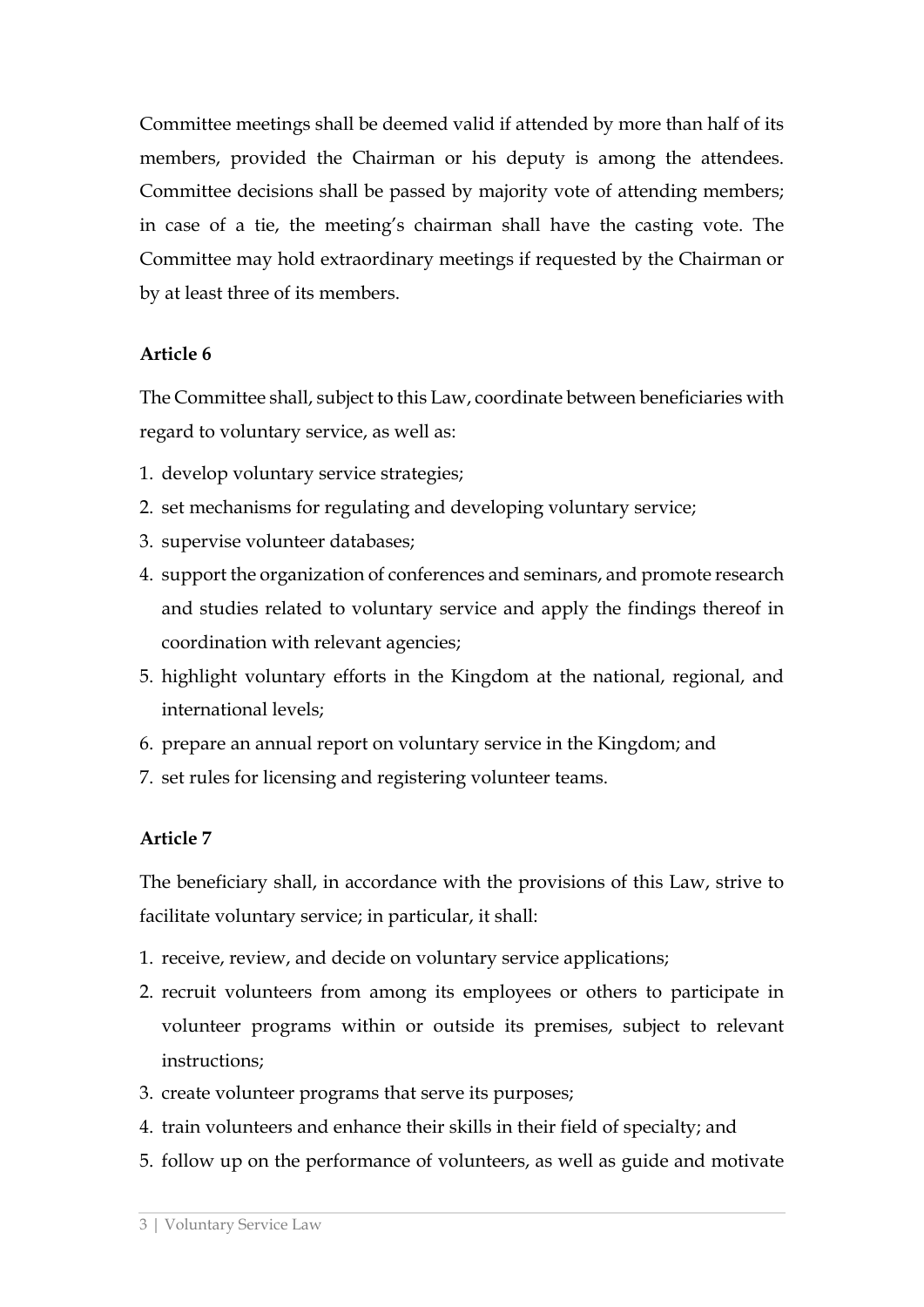Committee meetings shall be deemed valid if attended by more than half of its members, provided the Chairman or his deputy is among the attendees. Committee decisions shall be passed by majority vote of attending members; in case of a tie, the meeting's chairman shall have the casting vote. The Committee may hold extraordinary meetings if requested by the Chairman or by at least three of its members.

**Article 6**

The Committee shall, subject to this Law, coordinate between beneficiaries with regard to voluntary service, as well as:

1. develop voluntary service strategies;
2. set mechanisms for regulating and developing voluntary service;
3. supervise volunteer databases;
4. support the organization of conferences and seminars, and promote research and studies related to voluntary service and apply the findings thereof in coordination with relevant agencies;
5. highlight voluntary efforts in the Kingdom at the national, regional, and international levels;
6. prepare an annual report on voluntary service in the Kingdom; and
7. set rules for licensing and registering volunteer teams.

**Article 7**

The beneficiary shall, in accordance with the provisions of this Law, strive to facilitate voluntary service; in particular, it shall:

1. receive, review, and decide on voluntary service applications;
2. recruit volunteers from among its employees or others to participate in volunteer programs within or outside its premises, subject to relevant instructions;
3. create volunteer programs that serve its purposes;
4. train volunteers and enhance their skills in their field of specialty; and
5. follow up on the performance of volunteers, as well as guide and motivate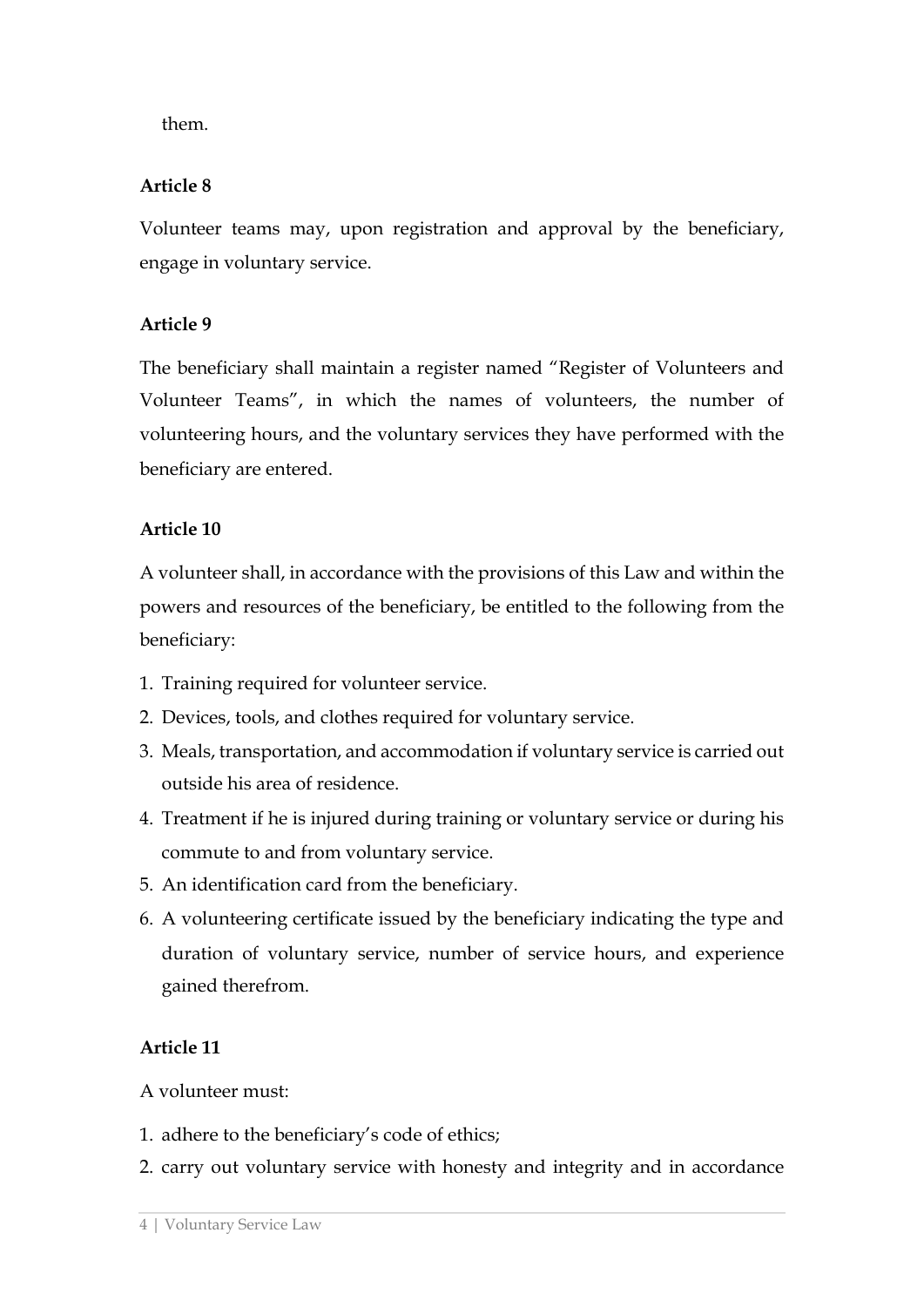them.

**Article 8**

Volunteer teams may, upon registration and approval by the beneficiary, engage in voluntary service.

**Article 9**

The beneficiary shall maintain a register named "Register of Volunteers and Volunteer Teams", in which the names of volunteers, the number of volunteering hours, and the voluntary services they have performed with the beneficiary are entered.

**Article 10**

A volunteer shall, in accordance with the provisions of this Law and within the powers and resources of the beneficiary, be entitled to the following from the beneficiary:

1. Training required for volunteer service.
2. Devices, tools, and clothes required for voluntary service.
3. Meals, transportation, and accommodation if voluntary service is carried out outside his area of residence.
4. Treatment if he is injured during training or voluntary service or during his commute to and from voluntary service.
5. An identification card from the beneficiary.
6. A volunteering certificate issued by the beneficiary indicating the type and duration of voluntary service, number of service hours, and experience gained therefrom.

**Article 11**

A volunteer must:

1. adhere to the beneficiary's code of ethics;
2. carry out voluntary service with honesty and integrity and in accordance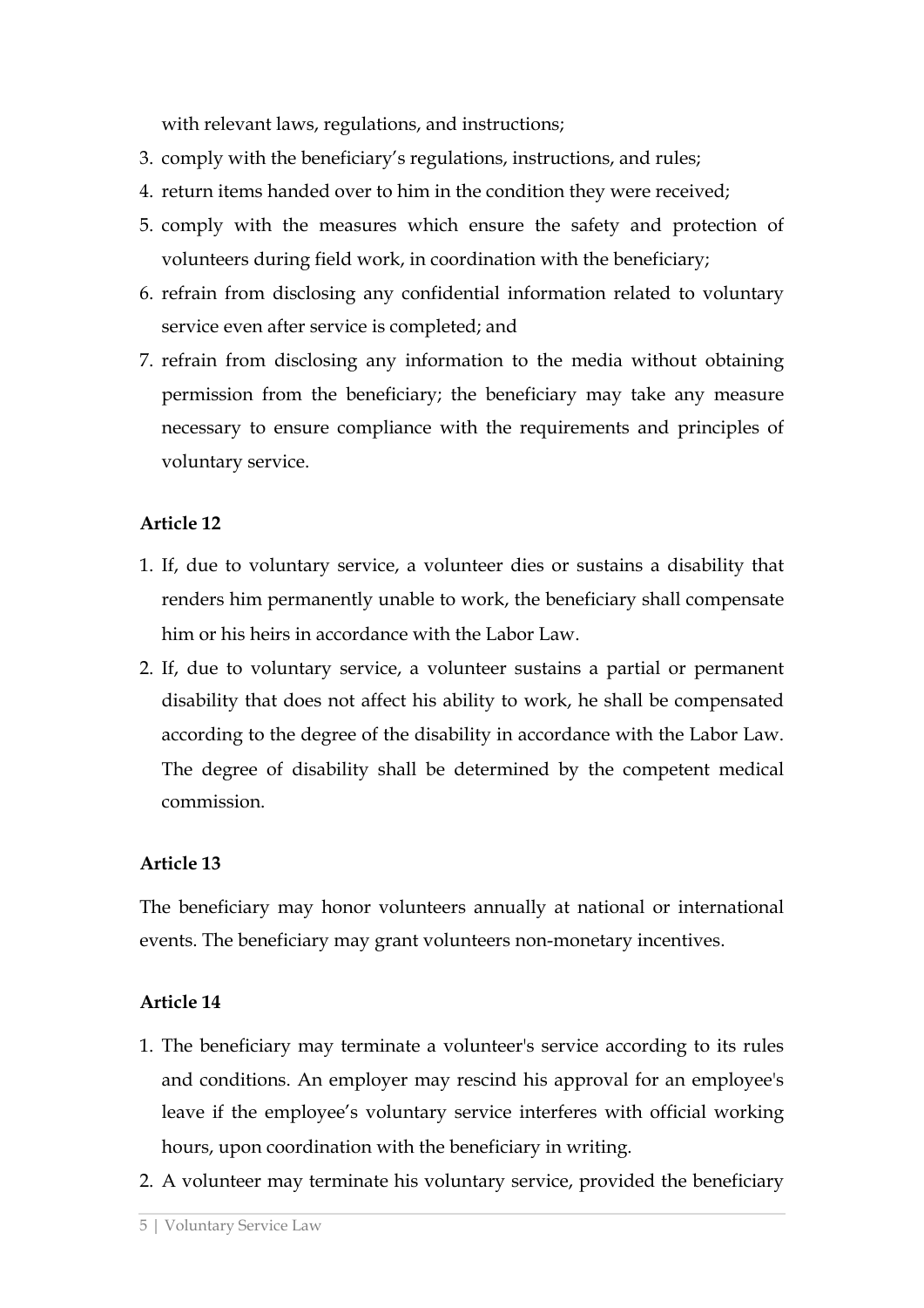with relevant laws, regulations, and instructions;

3. comply with the beneficiary's regulations, instructions, and rules;
4. return items handed over to him in the condition they were received;
5. comply with the measures which ensure the safety and protection of volunteers during field work, in coordination with the beneficiary;
6. refrain from disclosing any confidential information related to voluntary service even after service is completed; and
7. refrain from disclosing any information to the media without obtaining permission from the beneficiary; the beneficiary may take any measure necessary to ensure compliance with the requirements and principles of voluntary service.

**Article 12**

1. If, due to voluntary service, a volunteer dies or sustains a disability that renders him permanently unable to work, the beneficiary shall compensate him or his heirs in accordance with the Labor Law.
2. If, due to voluntary service, a volunteer sustains a partial or permanent disability that does not affect his ability to work, he shall be compensated according to the degree of the disability in accordance with the Labor Law. The degree of disability shall be determined by the competent medical commission.

**Article 13**

The beneficiary may honor volunteers annually at national or international events. The beneficiary may grant volunteers non-monetary incentives.

**Article 14**

1. The beneficiary may terminate a volunteer's service according to its rules and conditions. An employer may rescind his approval for an employee's leave if the employee's voluntary service interferes with official working hours, upon coordination with the beneficiary in writing.
2. A volunteer may terminate his voluntary service, provided the beneficiary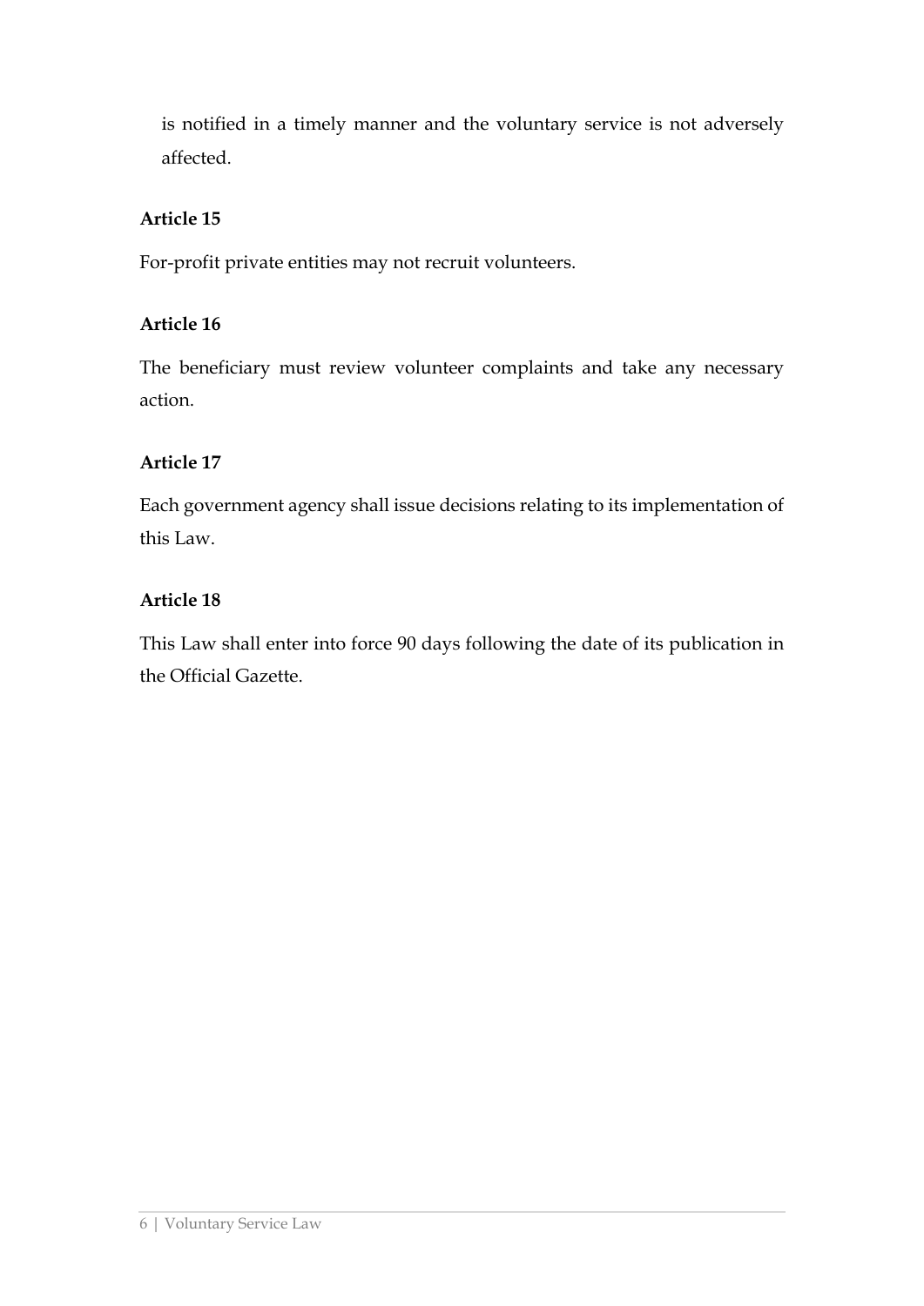is notified in a timely manner and the voluntary service is not adversely affected.

**Article 15**

For-profit private entities may not recruit volunteers.

**Article 16**

The beneficiary must review volunteer complaints and take any necessary action.

**Article 17**

Each government agency shall issue decisions relating to its implementation of this Law.

**Article 18**

This Law shall enter into force 90 days following the date of its publication in the Official Gazette.